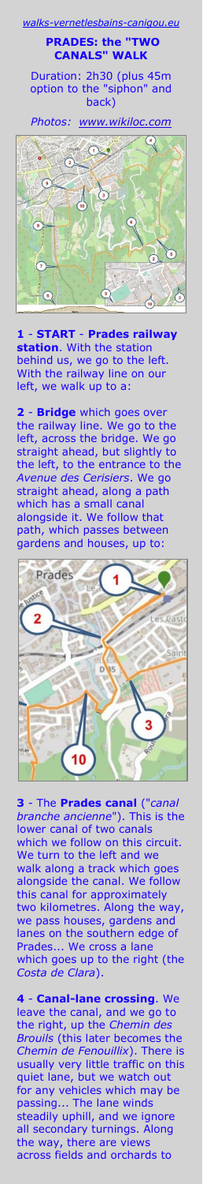*walks-vernetlesbains-canigou.eu*

## PRADES: the "TWO CANALS" WALK

Duration: 2h30 (plus 45m option to the "siphon" and back)

*Photos: www.wikiloc.com*

**1** - **START** - **Prades railway station**. With the station behind us, we go to the left. With the railway line on our left, we walk up to a:

**2** - **Bridge** which goes over the railway line. We go to the left, across the bridge. We go straight ahead, but slightly to the left, to the entrance to the *Avenue des Cerisiers*. We go straight ahead, along a path which has a small canal alongside it. We follow that path, which passes between gardens and houses, up to:

**3** - The **Prades canal** ("*canal branche ancienne*"). This is the lower canal of two canals which we follow on this circuit. We turn to the left and we walk along a track which goes alongside the canal. We follow this canal for approximately two kilometres. Along the way, we pass houses, gardens and lanes on the southern edge of Prades... We cross a lane which goes up to the right (the *Costa de Clara*).

**4** - **Canal-lane crossing**. We leave the canal, and we go to the right, up the *Chemin des Brouils* (this later becomes the *Chemin de Fenouillix*). There is usually very little traffic on this quiet lane, but we watch out for any vehicles which may be passing... The lane winds steadily uphill, and we ignore all secondary turnings. Along the way, there are views across fields and orchards to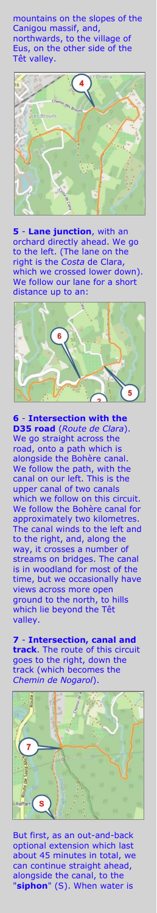mountains on the slopes of the Canigou massif, and, northwards, to the village of Eus, on the other side of the Têt valley.

**5** - **Lane junction**, with an orchard directly ahead. We go to the left. (The lane on the right is the *Costa* de Clara, which we crossed lower down). We follow our lane for a short distance up to an:

**6** - **Intersection with the D35 road** (*Route de Clara*). We go straight across the road, onto a path which is alongside the Bohère canal. We follow the path, with the canal on our left. This is the upper canal of two canals which we follow on this circuit. We follow the Bohère canal for approximately two kilometres. The canal winds to the left and to the right, and, along the way, it crosses a number of streams on bridges. The canal is in woodland for most of the time, but we occasionally have views across more open ground to the north, to hills which lie beyond the Têt valley.

**7** - **Intersection, canal and track**. The route of this circuit goes to the right, down the track (which becomes the *Chemin de Nogarol*).

But first, as an out-and-back optional extension which last about 45 minutes in total, we can continue straight ahead, alongside the canal, to the "**siphon**" (S). When water is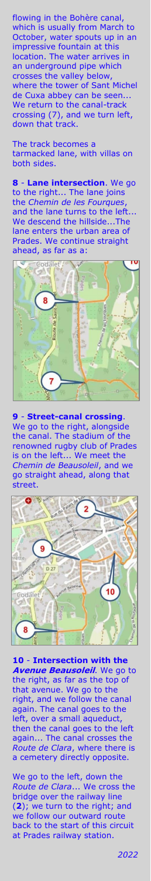flowing in the Bohère canal, which is usually from March to October, water spouts up in an impressive fountain at this location. The water arrives in an underground pipe which crosses the valley below, where the tower of Sant Michel de Cuxa abbey can be seen... We return to the canal-track crossing (7), and we turn left, down that track.

The track becomes a tarmacked lane, with villas on both sides.

**8** - **Lane intersection**. We go to the right... The lane joins the *Chemin de les Fourques*, and the lane turns to the left... We descend the hillside...The lane enters the urban area of Prades. We continue straight ahead, as far as a:

Codalet

Route de Saint

Chemin de les Fourques

8

7

10

**9** - **Street-canal crossing**. We go to the right, alongside the canal. The stadium of the renowned rugby club of Prades is on the left... We meet the *Chemin de Beausoleil*, and we go straight ahead, along that street.

Rue du Palais de Justice

D 27

D 35

Codalet

2

9

10

8

**10** - **Intersection with the *Avenue Beausoleil***. We go to the right, as far as the top of that avenue. We go to the right, and we follow the canal again. The canal goes to the left, over a small aqueduct, then the canal goes to the left again... The canal crosses the *Route de Clara*, where there is a cemetery directly opposite.

We go to the left, down the *Route de Clara*... We cross the bridge over the railway line (**2**); we turn to the right; and we follow our outward route back to the start of this circuit at Prades railway station.

*2022*